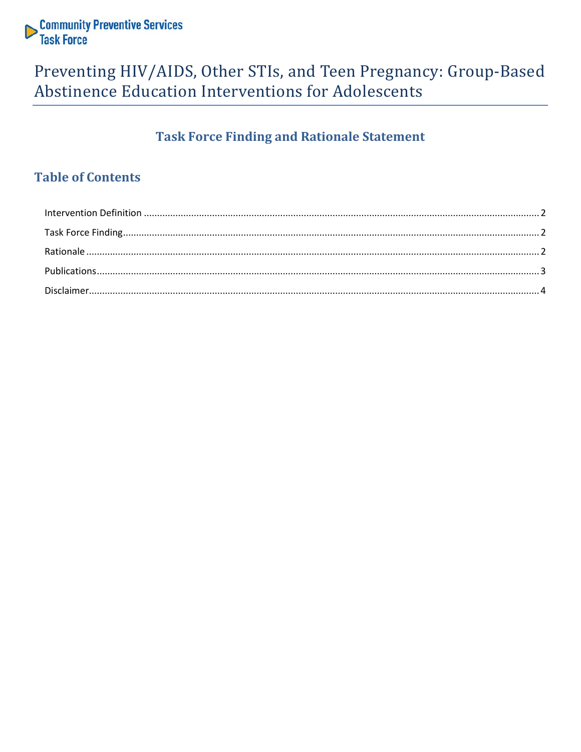Community Preventive Services Task Force

# Preventing HIV/AIDS, Other STIs, and Teen Pregnancy: Group-Based Abstinence Education Interventions for Adolescents

## Task Force Finding and Rationale Statement

### Table of Contents

- Intervention Definition ... 2
- Task Force Finding ... 2
- Rationale ... 2
- Publications ... 3
- Disclaimer ... 4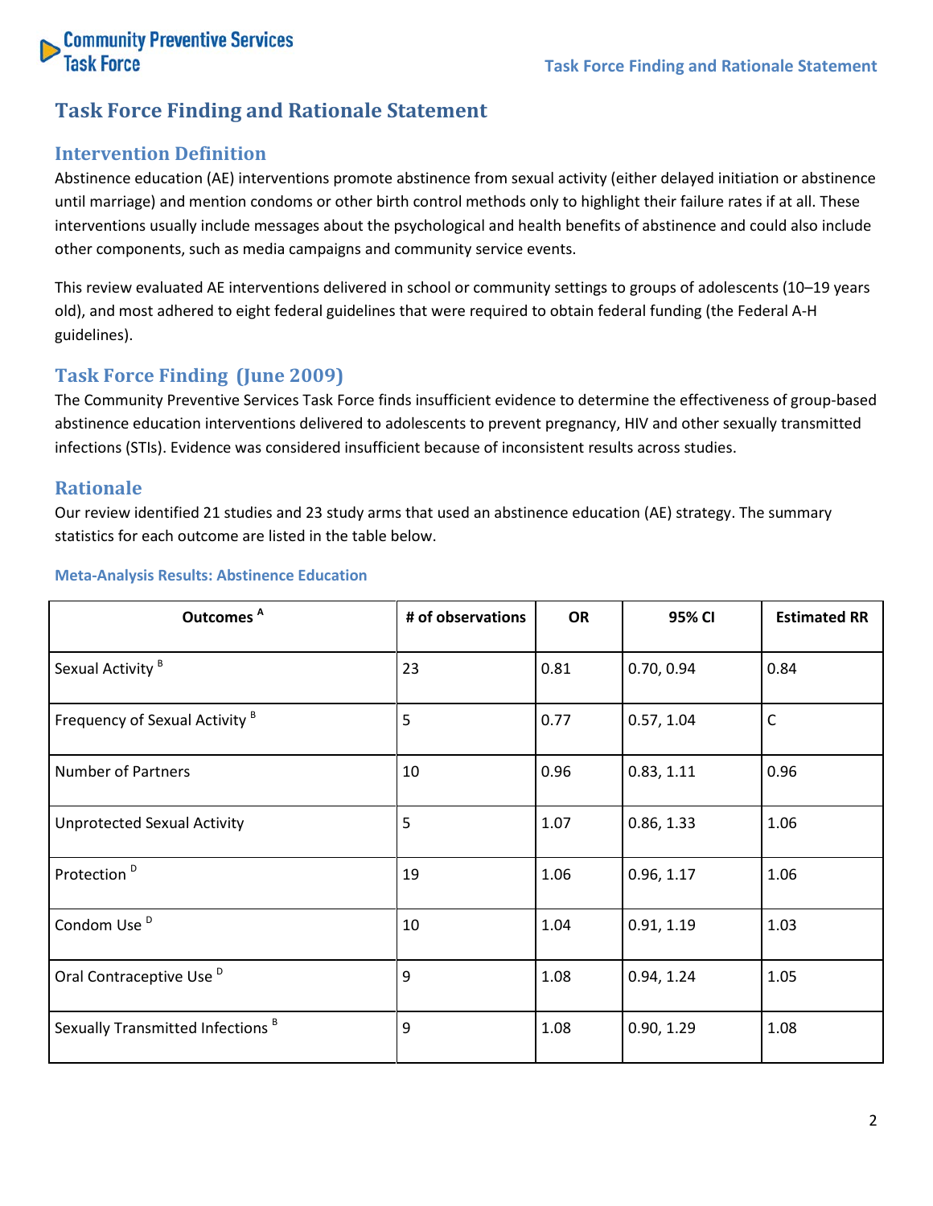# Task Force Finding and Rationale Statement

## Intervention Definition

Abstinence education (AE) interventions promote abstinence from sexual activity (either delayed initiation or abstinence until marriage) and mention condoms or other birth control methods only to highlight their failure rates if at all. These interventions usually include messages about the psychological and health benefits of abstinence and could also include other components, such as media campaigns and community service events.

This review evaluated AE interventions delivered in school or community settings to groups of adolescents (10–19 years old), and most adhered to eight federal guidelines that were required to obtain federal funding (the Federal A-H guidelines).

## Task Force Finding (June 2009)

The Community Preventive Services Task Force finds insufficient evidence to determine the effectiveness of group-based abstinence education interventions delivered to adolescents to prevent pregnancy, HIV and other sexually transmitted infections (STIs). Evidence was considered insufficient because of inconsistent results across studies.

## Rationale

Our review identified 21 studies and 23 study arms that used an abstinence education (AE) strategy. The summary statistics for each outcome are listed in the table below.

### Meta-Analysis Results: Abstinence Education

| Outcomes [A] | # of observations | OR | 95% CI | Estimated RR |
|---|---|---|---|---|
| Sexual Activity [B] | 23 | 0.81 | 0.70, 0.94 | 0.84 |
| Frequency of Sexual Activity [B] | 5 | 0.77 | 0.57, 1.04 | C |
| Number of Partners | 10 | 0.96 | 0.83, 1.11 | 0.96 |
| Unprotected Sexual Activity | 5 | 1.07 | 0.86, 1.33 | 1.06 |
| Protection [D] | 19 | 1.06 | 0.96, 1.17 | 1.06 |
| Condom Use [D] | 10 | 1.04 | 0.91, 1.19 | 1.03 |
| Oral Contraceptive Use [D] | 9 | 1.08 | 0.94, 1.24 | 1.05 |
| Sexually Transmitted Infections [B] | 9 | 1.08 | 0.90, 1.29 | 1.08 |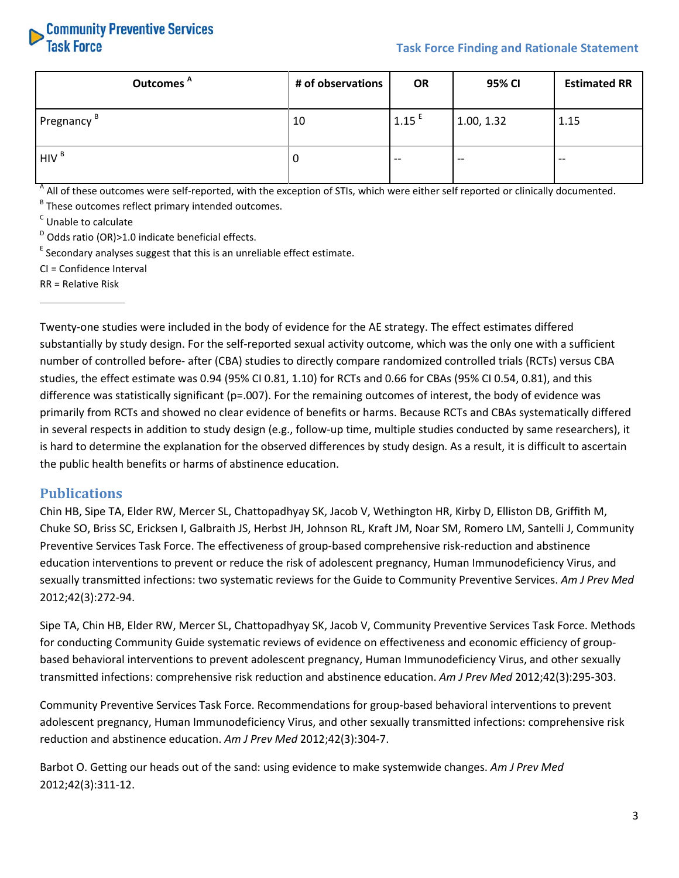| Outcomes [A] | # of observations | OR | 95% CI | Estimated RR |
|---|---|---|---|---|
| Pregnancy [B] | 10 | 1.15 [E] | 1.00, 1.32 | 1.15 |
| HIV [B] | 0 | -- | -- | -- |

[A] All of these outcomes were self-reported, with the exception of STIs, which were either self reported or clinically documented.

[B] These outcomes reflect primary intended outcomes.

[C] Unable to calculate

[D] Odds ratio (OR)>1.0 indicate beneficial effects.

[E] Secondary analyses suggest that this is an unreliable effect estimate.

CI = Confidence Interval

RR = Relative Risk

---

Twenty-one studies were included in the body of evidence for the AE strategy. The effect estimates differed substantially by study design. For the self-reported sexual activity outcome, which was the only one with a sufficient number of controlled before- after (CBA) studies to directly compare randomized controlled trials (RCTs) versus CBA studies, the effect estimate was 0.94 (95% CI 0.81, 1.10) for RCTs and 0.66 for CBAs (95% CI 0.54, 0.81), and this difference was statistically significant ($p=.007$). For the remaining outcomes of interest, the body of evidence was primarily from RCTs and showed no clear evidence of benefits or harms. Because RCTs and CBAs systematically differed in several respects in addition to study design (e.g., follow-up time, multiple studies conducted by same researchers), it is hard to determine the explanation for the observed differences by study design. As a result, it is difficult to ascertain the public health benefits or harms of abstinence education.

## Publications

Chin HB, Sipe TA, Elder RW, Mercer SL, Chattopadhyay SK, Jacob V, Wethington HR, Kirby D, Elliston DB, Griffith M, Chuke SO, Briss SC, Ericksen I, Galbraith JS, Herbst JH, Johnson RL, Kraft JM, Noar SM, Romero LM, Santelli J, Community Preventive Services Task Force. The effectiveness of group-based comprehensive risk-reduction and abstinence education interventions to prevent or reduce the risk of adolescent pregnancy, Human Immunodeficiency Virus, and sexually transmitted infections: two systematic reviews for the Guide to Community Preventive Services. *Am J Prev Med* 2012;42(3):272-94.

Sipe TA, Chin HB, Elder RW, Mercer SL, Chattopadhyay SK, Jacob V, Community Preventive Services Task Force. Methods for conducting Community Guide systematic reviews of evidence on effectiveness and economic efficiency of group-based behavioral interventions to prevent adolescent pregnancy, Human Immunodeficiency Virus, and other sexually transmitted infections: comprehensive risk reduction and abstinence education. *Am J Prev Med* 2012;42(3):295-303.

Community Preventive Services Task Force. Recommendations for group-based behavioral interventions to prevent adolescent pregnancy, Human Immunodeficiency Virus, and other sexually transmitted infections: comprehensive risk reduction and abstinence education. *Am J Prev Med* 2012;42(3):304-7.

Barbot O. Getting our heads out of the sand: using evidence to make systemwide changes. *Am J Prev Med* 2012;42(3):311-12.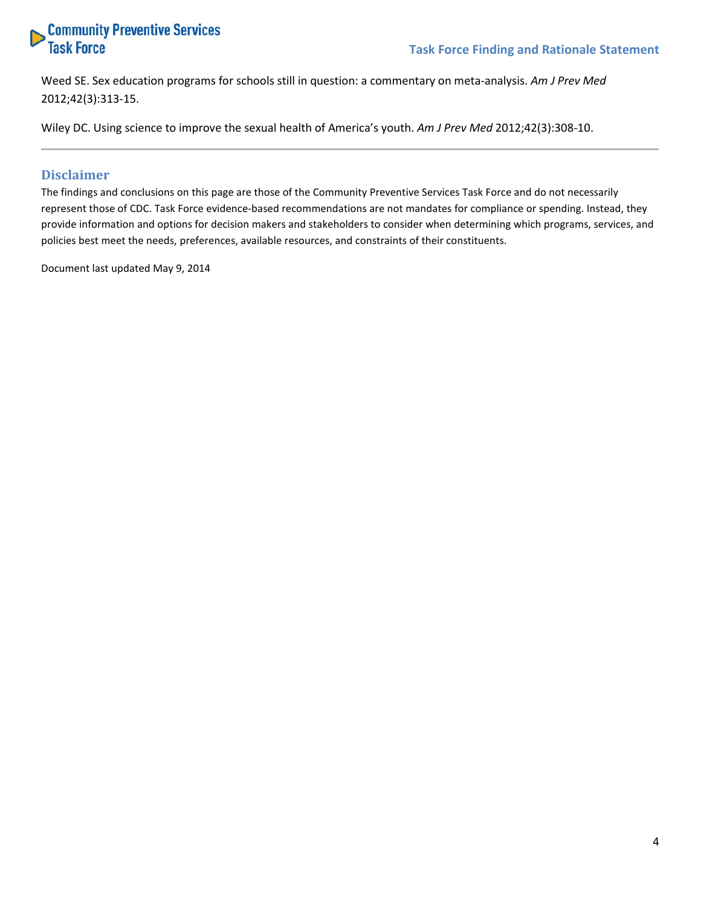Weed SE. Sex education programs for schools still in question: a commentary on meta-analysis. *Am J Prev Med* 2012;42(3):313-15.

Wiley DC. Using science to improve the sexual health of America's youth. *Am J Prev Med* 2012;42(3):308-10.

---

## Disclaimer

The findings and conclusions on this page are those of the Community Preventive Services Task Force and do not necessarily represent those of CDC. Task Force evidence-based recommendations are not mandates for compliance or spending. Instead, they provide information and options for decision makers and stakeholders to consider when determining which programs, services, and policies best meet the needs, preferences, available resources, and constraints of their constituents.

Document last updated May 9, 2014